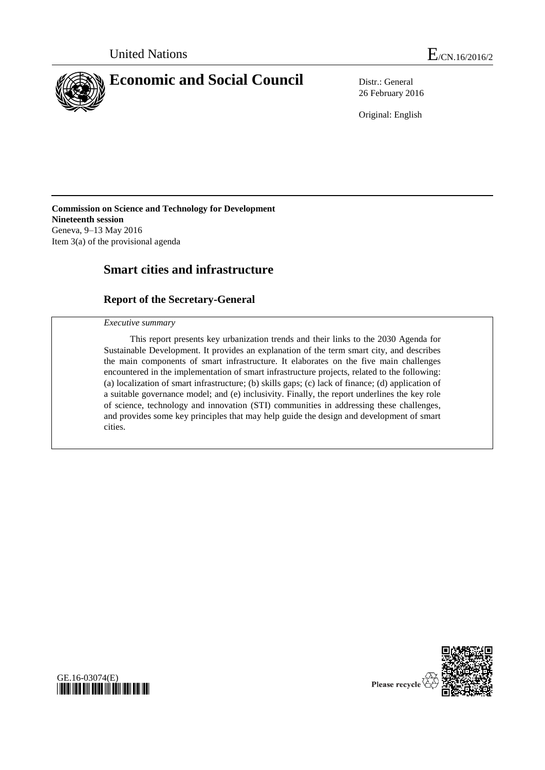United Nations E/CN.16/2016/2

# Economic and Social Council

Distr.: General
26 February 2016

Original: English

**Commission on Science and Technology for Development**
**Nineteenth session**
Geneva, 9–13 May 2016
Item 3(a) of the provisional agenda

## Smart cities and infrastructure

### Report of the Secretary-General

*Executive summary*

This report presents key urbanization trends and their links to the 2030 Agenda for Sustainable Development. It provides an explanation of the term smart city, and describes the main components of smart infrastructure. It elaborates on the five main challenges encountered in the implementation of smart infrastructure projects, related to the following: (a) localization of smart infrastructure; (b) skills gaps; (c) lack of finance; (d) application of a suitable governance model; and (e) inclusivity. Finally, the report underlines the key role of science, technology and innovation (STI) communities in addressing these challenges, and provides some key principles that may help guide the design and development of smart cities.

GE.16-03074(E)

Please recycle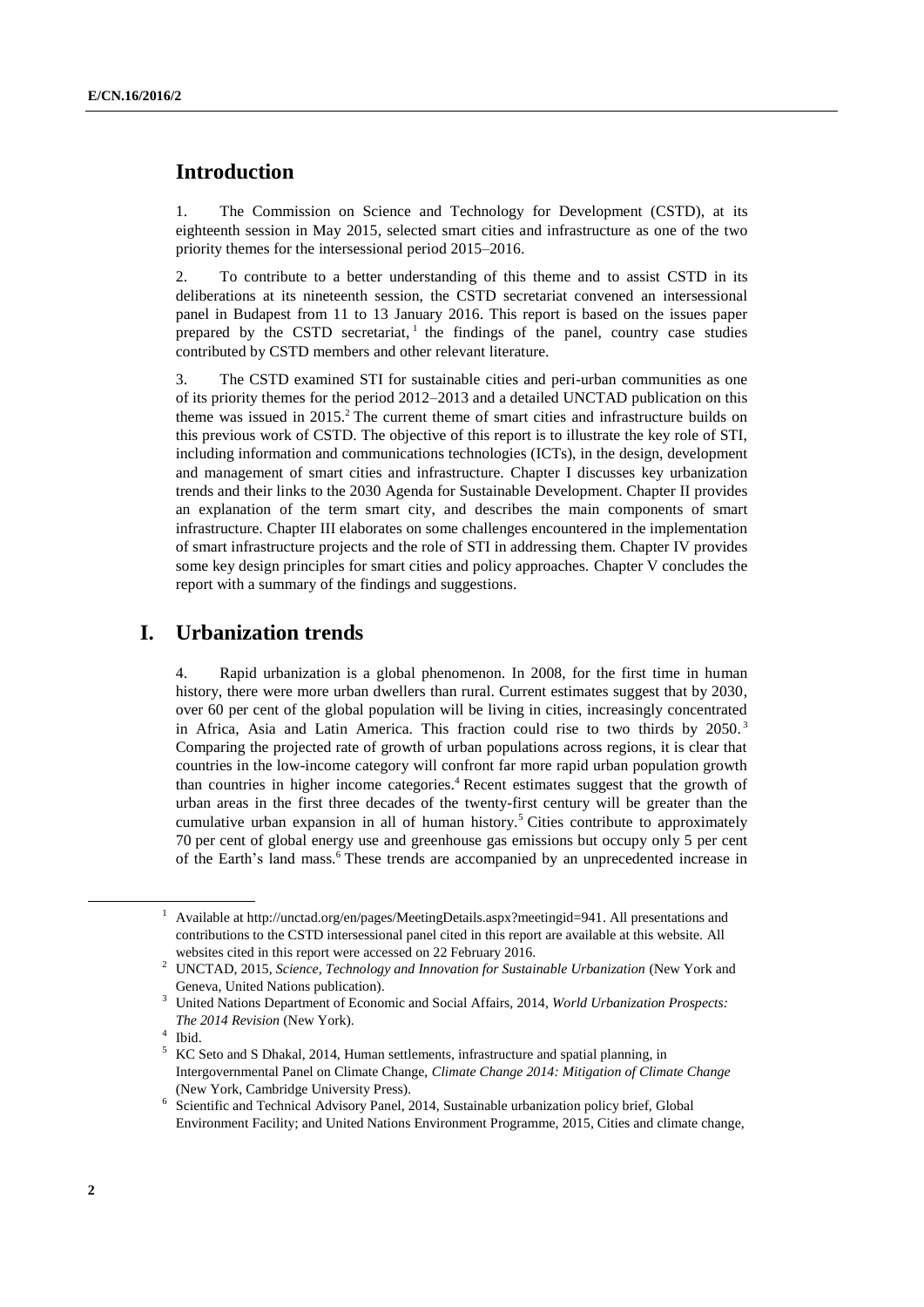## Introduction

1. The Commission on Science and Technology for Development (CSTD), at its eighteenth session in May 2015, selected smart cities and infrastructure as one of the two priority themes for the intersessional period 2015–2016.

2. To contribute to a better understanding of this theme and to assist CSTD in its deliberations at its nineteenth session, the CSTD secretariat convened an intersessional panel in Budapest from 11 to 13 January 2016. This report is based on the issues paper prepared by the CSTD secretariat,[1] the findings of the panel, country case studies contributed by CSTD members and other relevant literature.

3. The CSTD examined STI for sustainable cities and peri-urban communities as one of its priority themes for the period 2012–2013 and a detailed UNCTAD publication on this theme was issued in 2015.[2] The current theme of smart cities and infrastructure builds on this previous work of CSTD. The objective of this report is to illustrate the key role of STI, including information and communications technologies (ICTs), in the design, development and management of smart cities and infrastructure. Chapter I discusses key urbanization trends and their links to the 2030 Agenda for Sustainable Development. Chapter II provides an explanation of the term smart city, and describes the main components of smart infrastructure. Chapter III elaborates on some challenges encountered in the implementation of smart infrastructure projects and the role of STI in addressing them. Chapter IV provides some key design principles for smart cities and policy approaches. Chapter V concludes the report with a summary of the findings and suggestions.

## I. Urbanization trends

4. Rapid urbanization is a global phenomenon. In 2008, for the first time in human history, there were more urban dwellers than rural. Current estimates suggest that by 2030, over 60 per cent of the global population will be living in cities, increasingly concentrated in Africa, Asia and Latin America. This fraction could rise to two thirds by 2050.[3] Comparing the projected rate of growth of urban populations across regions, it is clear that countries in the low-income category will confront far more rapid urban population growth than countries in higher income categories.[4] Recent estimates suggest that the growth of urban areas in the first three decades of the twenty-first century will be greater than the cumulative urban expansion in all of human history.[5] Cities contribute to approximately 70 per cent of global energy use and greenhouse gas emissions but occupy only 5 per cent of the Earth's land mass.[6] These trends are accompanied by an unprecedented increase in

---

[1] Available at http://unctad.org/en/pages/MeetingDetails.aspx?meetingid=941. All presentations and contributions to the CSTD intersessional panel cited in this report are available at this website. All websites cited in this report were accessed on 22 February 2016.

[2] UNCTAD, 2015, *Science, Technology and Innovation for Sustainable Urbanization* (New York and Geneva, United Nations publication).

[3] United Nations Department of Economic and Social Affairs, 2014, *World Urbanization Prospects: The 2014 Revision* (New York).

[4] Ibid.

[5] KC Seto and S Dhakal, 2014, Human settlements, infrastructure and spatial planning, in Intergovernmental Panel on Climate Change, *Climate Change 2014: Mitigation of Climate Change* (New York, Cambridge University Press).

[6] Scientific and Technical Advisory Panel, 2014, Sustainable urbanization policy brief, Global Environment Facility; and United Nations Environment Programme, 2015, Cities and climate change,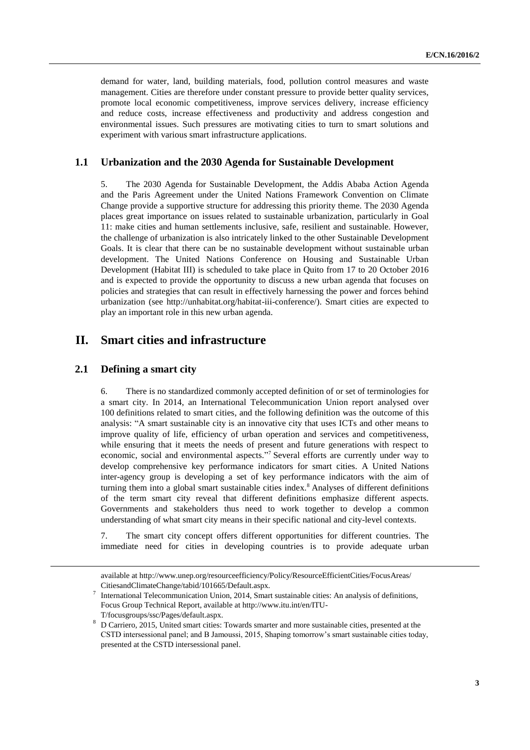demand for water, land, building materials, food, pollution control measures and waste management. Cities are therefore under constant pressure to provide better quality services, promote local economic competitiveness, improve services delivery, increase efficiency and reduce costs, increase effectiveness and productivity and address congestion and environmental issues. Such pressures are motivating cities to turn to smart solutions and experiment with various smart infrastructure applications.

### 1.1 Urbanization and the 2030 Agenda for Sustainable Development

5. The 2030 Agenda for Sustainable Development, the Addis Ababa Action Agenda and the Paris Agreement under the United Nations Framework Convention on Climate Change provide a supportive structure for addressing this priority theme. The 2030 Agenda places great importance on issues related to sustainable urbanization, particularly in Goal 11: make cities and human settlements inclusive, safe, resilient and sustainable. However, the challenge of urbanization is also intricately linked to the other Sustainable Development Goals. It is clear that there can be no sustainable development without sustainable urban development. The United Nations Conference on Housing and Sustainable Urban Development (Habitat III) is scheduled to take place in Quito from 17 to 20 October 2016 and is expected to provide the opportunity to discuss a new urban agenda that focuses on policies and strategies that can result in effectively harnessing the power and forces behind urbanization (see http://unhabitat.org/habitat-iii-conference/). Smart cities are expected to play an important role in this new urban agenda.

## II. Smart cities and infrastructure

### 2.1 Defining a smart city

6. There is no standardized commonly accepted definition of or set of terminologies for a smart city. In 2014, an International Telecommunication Union report analysed over 100 definitions related to smart cities, and the following definition was the outcome of this analysis: "A smart sustainable city is an innovative city that uses ICTs and other means to improve quality of life, efficiency of urban operation and services and competitiveness, while ensuring that it meets the needs of present and future generations with respect to economic, social and environmental aspects."[7] Several efforts are currently under way to develop comprehensive key performance indicators for smart cities. A United Nations inter-agency group is developing a set of key performance indicators with the aim of turning them into a global smart sustainable cities index.[8] Analyses of different definitions of the term smart city reveal that different definitions emphasize different aspects. Governments and stakeholders thus need to work together to develop a common understanding of what smart city means in their specific national and city-level contexts.

7. The smart city concept offers different opportunities for different countries. The immediate need for cities in developing countries is to provide adequate urban

---

available at http://www.unep.org/resourceefficiency/Policy/ResourceEfficientCities/FocusAreas/CitiesandClimateChange/tabid/101665/Default.aspx.

[7] International Telecommunication Union, 2014, Smart sustainable cities: An analysis of definitions, Focus Group Technical Report, available at http://www.itu.int/en/ITU-T/focusgroups/ssc/Pages/default.aspx.

[8] D Carriero, 2015, United smart cities: Towards smarter and more sustainable cities, presented at the CSTD intersessional panel; and B Jamoussi, 2015, Shaping tomorrow's smart sustainable cities today, presented at the CSTD intersessional panel.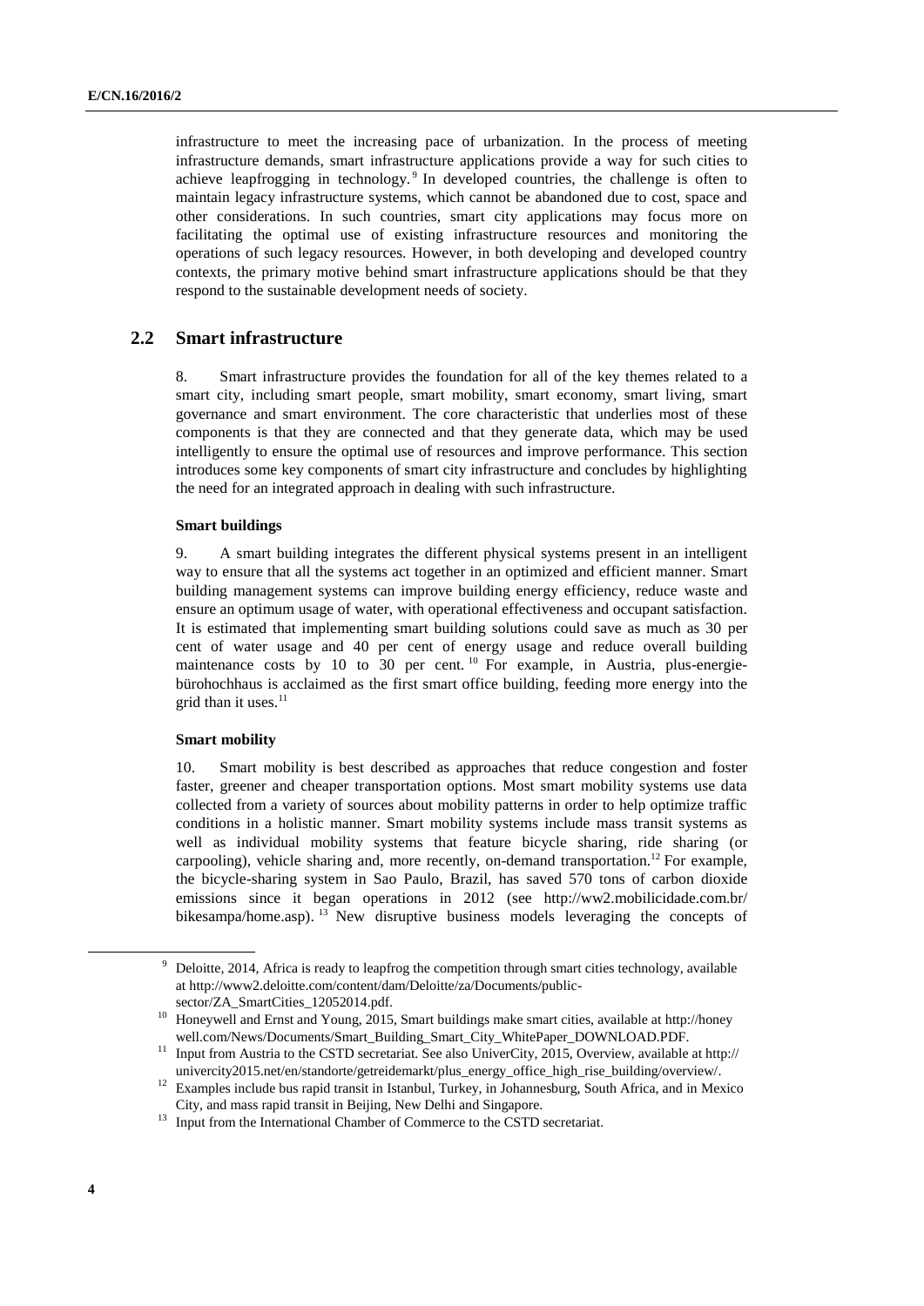infrastructure to meet the increasing pace of urbanization. In the process of meeting infrastructure demands, smart infrastructure applications provide a way for such cities to achieve leapfrogging in technology.[9] In developed countries, the challenge is often to maintain legacy infrastructure systems, which cannot be abandoned due to cost, space and other considerations. In such countries, smart city applications may focus more on facilitating the optimal use of existing infrastructure resources and monitoring the operations of such legacy resources. However, in both developing and developed country contexts, the primary motive behind smart infrastructure applications should be that they respond to the sustainable development needs of society.

## 2.2 Smart infrastructure

8. Smart infrastructure provides the foundation for all of the key themes related to a smart city, including smart people, smart mobility, smart economy, smart living, smart governance and smart environment. The core characteristic that underlies most of these components is that they are connected and that they generate data, which may be used intelligently to ensure the optimal use of resources and improve performance. This section introduces some key components of smart city infrastructure and concludes by highlighting the need for an integrated approach in dealing with such infrastructure.

### Smart buildings

9. A smart building integrates the different physical systems present in an intelligent way to ensure that all the systems act together in an optimized and efficient manner. Smart building management systems can improve building energy efficiency, reduce waste and ensure an optimum usage of water, with operational effectiveness and occupant satisfaction. It is estimated that implementing smart building solutions could save as much as 30 per cent of water usage and 40 per cent of energy usage and reduce overall building maintenance costs by 10 to 30 per cent.[10] For example, in Austria, plus-energie-bürohochhaus is acclaimed as the first smart office building, feeding more energy into the grid than it uses.[11]

### Smart mobility

10. Smart mobility is best described as approaches that reduce congestion and foster faster, greener and cheaper transportation options. Most smart mobility systems use data collected from a variety of sources about mobility patterns in order to help optimize traffic conditions in a holistic manner. Smart mobility systems include mass transit systems as well as individual mobility systems that feature bicycle sharing, ride sharing (or carpooling), vehicle sharing and, more recently, on-demand transportation.[12] For example, the bicycle-sharing system in Sao Paulo, Brazil, has saved 570 tons of carbon dioxide emissions since it began operations in 2012 (see http://ww2.mobilicidade.com.br/bikesampa/home.asp).[13] New disruptive business models leveraging the concepts of

---

[9] Deloitte, 2014, Africa is ready to leapfrog the competition through smart cities technology, available at http://www2.deloitte.com/content/dam/Deloitte/za/Documents/public-sector/ZA_SmartCities_12052014.pdf.

[10] Honeywell and Ernst and Young, 2015, Smart buildings make smart cities, available at http://honeywell.com/News/Documents/Smart_Building_Smart_City_WhitePaper_DOWNLOAD.PDF.

[11] Input from Austria to the CSTD secretariat. See also UniverCity, 2015, Overview, available at http://univercity2015.net/en/standorte/getreidemarkt/plus_energy_office_high_rise_building/overview/.

[12] Examples include bus rapid transit in Istanbul, Turkey, in Johannesburg, South Africa, and in Mexico City, and mass rapid transit in Beijing, New Delhi and Singapore.

[13] Input from the International Chamber of Commerce to the CSTD secretariat.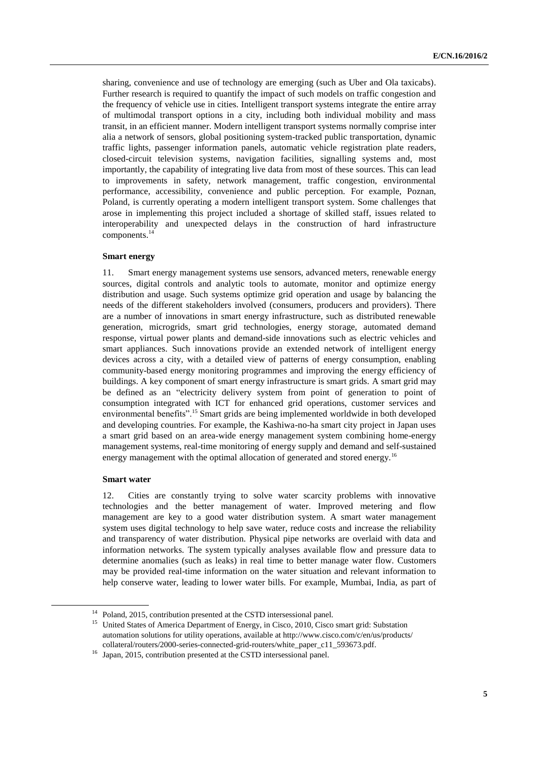sharing, convenience and use of technology are emerging (such as Uber and Ola taxicabs). Further research is required to quantify the impact of such models on traffic congestion and the frequency of vehicle use in cities. Intelligent transport systems integrate the entire array of multimodal transport options in a city, including both individual mobility and mass transit, in an efficient manner. Modern intelligent transport systems normally comprise inter alia a network of sensors, global positioning system-tracked public transportation, dynamic traffic lights, passenger information panels, automatic vehicle registration plate readers, closed-circuit television systems, navigation facilities, signalling systems and, most importantly, the capability of integrating live data from most of these sources. This can lead to improvements in safety, network management, traffic congestion, environmental performance, accessibility, convenience and public perception. For example, Poznan, Poland, is currently operating a modern intelligent transport system. Some challenges that arose in implementing this project included a shortage of skilled staff, issues related to interoperability and unexpected delays in the construction of hard infrastructure components.[14]

**Smart energy**

11. Smart energy management systems use sensors, advanced meters, renewable energy sources, digital controls and analytic tools to automate, monitor and optimize energy distribution and usage. Such systems optimize grid operation and usage by balancing the needs of the different stakeholders involved (consumers, producers and providers). There are a number of innovations in smart energy infrastructure, such as distributed renewable generation, microgrids, smart grid technologies, energy storage, automated demand response, virtual power plants and demand-side innovations such as electric vehicles and smart appliances. Such innovations provide an extended network of intelligent energy devices across a city, with a detailed view of patterns of energy consumption, enabling community-based energy monitoring programmes and improving the energy efficiency of buildings. A key component of smart energy infrastructure is smart grids. A smart grid may be defined as an "electricity delivery system from point of generation to point of consumption integrated with ICT for enhanced grid operations, customer services and environmental benefits".[15] Smart grids are being implemented worldwide in both developed and developing countries. For example, the Kashiwa-no-ha smart city project in Japan uses a smart grid based on an area-wide energy management system combining home-energy management systems, real-time monitoring of energy supply and demand and self-sustained energy management with the optimal allocation of generated and stored energy.[16]

**Smart water**

12. Cities are constantly trying to solve water scarcity problems with innovative technologies and the better management of water. Improved metering and flow management are key to a good water distribution system. A smart water management system uses digital technology to help save water, reduce costs and increase the reliability and transparency of water distribution. Physical pipe networks are overlaid with data and information networks. The system typically analyses available flow and pressure data to determine anomalies (such as leaks) in real time to better manage water flow. Customers may be provided real-time information on the water situation and relevant information to help conserve water, leading to lower water bills. For example, Mumbai, India, as part of

---

[14] Poland, 2015, contribution presented at the CSTD intersessional panel.

[15] United States of America Department of Energy, in Cisco, 2010, Cisco smart grid: Substation automation solutions for utility operations, available at http://www.cisco.com/c/en/us/products/collateral/routers/2000-series-connected-grid-routers/white_paper_c11_593673.pdf.

[16] Japan, 2015, contribution presented at the CSTD intersessional panel.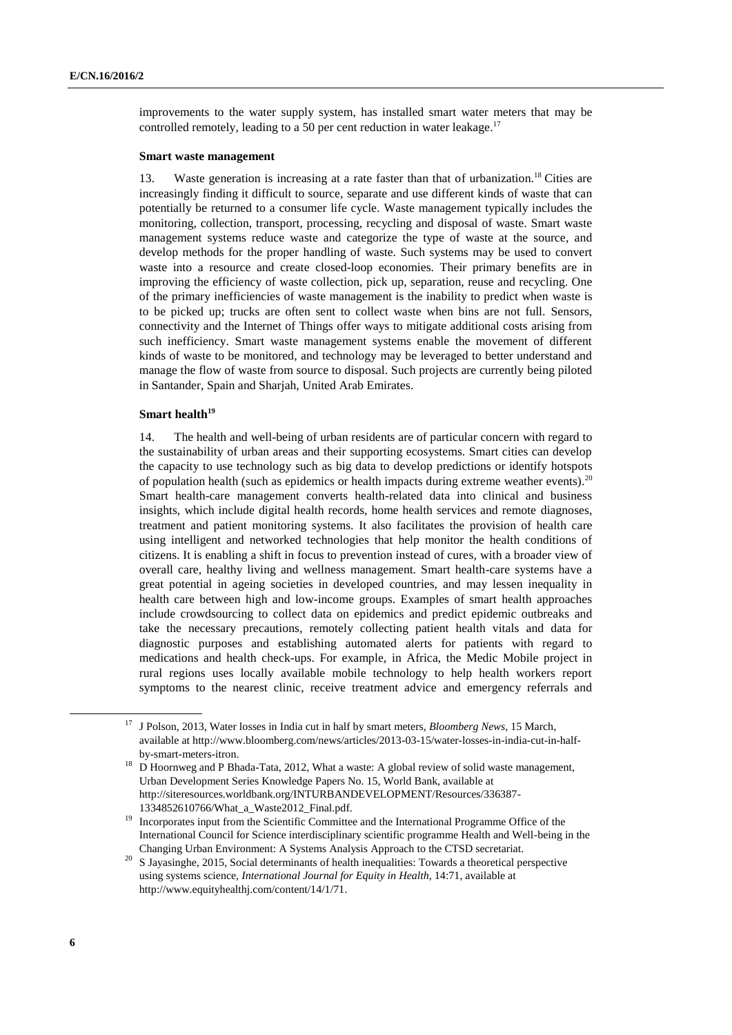improvements to the water supply system, has installed smart water meters that may be controlled remotely, leading to a 50 per cent reduction in water leakage.[17]

**Smart waste management**

13. Waste generation is increasing at a rate faster than that of urbanization.[18] Cities are increasingly finding it difficult to source, separate and use different kinds of waste that can potentially be returned to a consumer life cycle. Waste management typically includes the monitoring, collection, transport, processing, recycling and disposal of waste. Smart waste management systems reduce waste and categorize the type of waste at the source, and develop methods for the proper handling of waste. Such systems may be used to convert waste into a resource and create closed-loop economies. Their primary benefits are in improving the efficiency of waste collection, pick up, separation, reuse and recycling. One of the primary inefficiencies of waste management is the inability to predict when waste is to be picked up; trucks are often sent to collect waste when bins are not full. Sensors, connectivity and the Internet of Things offer ways to mitigate additional costs arising from such inefficiency. Smart waste management systems enable the movement of different kinds of waste to be monitored, and technology may be leveraged to better understand and manage the flow of waste from source to disposal. Such projects are currently being piloted in Santander, Spain and Sharjah, United Arab Emirates.

**Smart health[19]**

14. The health and well-being of urban residents are of particular concern with regard to the sustainability of urban areas and their supporting ecosystems. Smart cities can develop the capacity to use technology such as big data to develop predictions or identify hotspots of population health (such as epidemics or health impacts during extreme weather events).[20] Smart health-care management converts health-related data into clinical and business insights, which include digital health records, home health services and remote diagnoses, treatment and patient monitoring systems. It also facilitates the provision of health care using intelligent and networked technologies that help monitor the health conditions of citizens. It is enabling a shift in focus to prevention instead of cures, with a broader view of overall care, healthy living and wellness management. Smart health-care systems have a great potential in ageing societies in developed countries, and may lessen inequality in health care between high and low-income groups. Examples of smart health approaches include crowdsourcing to collect data on epidemics and predict epidemic outbreaks and take the necessary precautions, remotely collecting patient health vitals and data for diagnostic purposes and establishing automated alerts for patients with regard to medications and health check-ups. For example, in Africa, the Medic Mobile project in rural regions uses locally available mobile technology to help health workers report symptoms to the nearest clinic, receive treatment advice and emergency referrals and

---

[17] J Polson, 2013, Water losses in India cut in half by smart meters, *Bloomberg News*, 15 March, available at http://www.bloomberg.com/news/articles/2013-03-15/water-losses-in-india-cut-in-half-by-smart-meters-itron.

[18] D Hoornweg and P Bhada-Tata, 2012, What a waste: A global review of solid waste management, Urban Development Series Knowledge Papers No. 15, World Bank, available at http://siteresources.worldbank.org/INTURBANDEVELOPMENT/Resources/336387-1334852610766/What_a_Waste2012_Final.pdf.

[19] Incorporates input from the Scientific Committee and the International Programme Office of the International Council for Science interdisciplinary scientific programme Health and Well-being in the Changing Urban Environment: A Systems Analysis Approach to the CTSD secretariat.

[20] S Jayasinghe, 2015, Social determinants of health inequalities: Towards a theoretical perspective using systems science, *International Journal for Equity in Health*, 14:71, available at http://www.equityhealthj.com/content/14/1/71.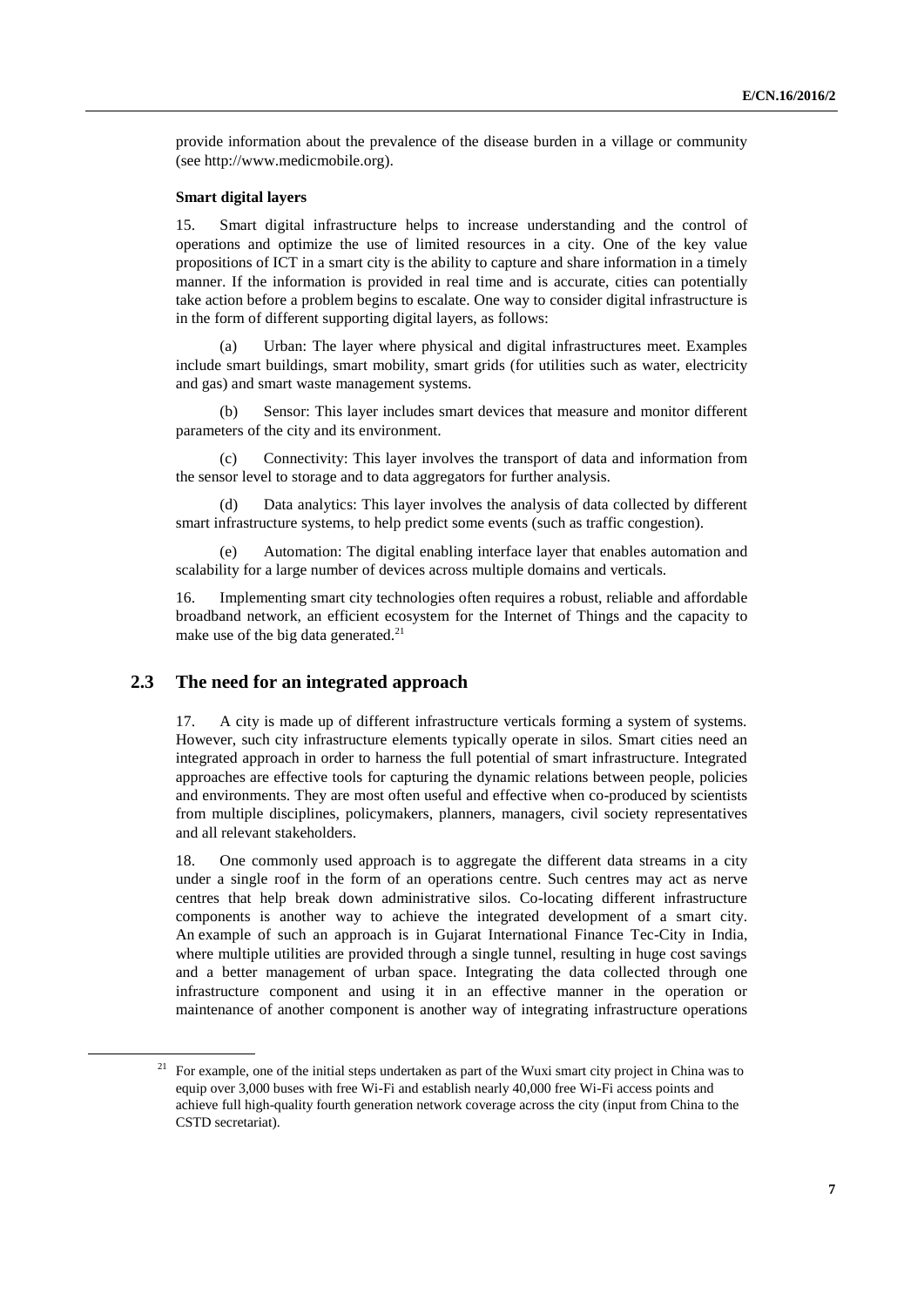provide information about the prevalence of the disease burden in a village or community (see http://www.medicmobile.org).

**Smart digital layers**

15. Smart digital infrastructure helps to increase understanding and the control of operations and optimize the use of limited resources in a city. One of the key value propositions of ICT in a smart city is the ability to capture and share information in a timely manner. If the information is provided in real time and is accurate, cities can potentially take action before a problem begins to escalate. One way to consider digital infrastructure is in the form of different supporting digital layers, as follows:

(a) Urban: The layer where physical and digital infrastructures meet. Examples include smart buildings, smart mobility, smart grids (for utilities such as water, electricity and gas) and smart waste management systems.

(b) Sensor: This layer includes smart devices that measure and monitor different parameters of the city and its environment.

(c) Connectivity: This layer involves the transport of data and information from the sensor level to storage and to data aggregators for further analysis.

(d) Data analytics: This layer involves the analysis of data collected by different smart infrastructure systems, to help predict some events (such as traffic congestion).

(e) Automation: The digital enabling interface layer that enables automation and scalability for a large number of devices across multiple domains and verticals.

16. Implementing smart city technologies often requires a robust, reliable and affordable broadband network, an efficient ecosystem for the Internet of Things and the capacity to make use of the big data generated.[21]

## 2.3 The need for an integrated approach

17. A city is made up of different infrastructure verticals forming a system of systems. However, such city infrastructure elements typically operate in silos. Smart cities need an integrated approach in order to harness the full potential of smart infrastructure. Integrated approaches are effective tools for capturing the dynamic relations between people, policies and environments. They are most often useful and effective when co-produced by scientists from multiple disciplines, policymakers, planners, managers, civil society representatives and all relevant stakeholders.

18. One commonly used approach is to aggregate the different data streams in a city under a single roof in the form of an operations centre. Such centres may act as nerve centres that help break down administrative silos. Co-locating different infrastructure components is another way to achieve the integrated development of a smart city. An example of such an approach is in Gujarat International Finance Tec-City in India, where multiple utilities are provided through a single tunnel, resulting in huge cost savings and a better management of urban space. Integrating the data collected through one infrastructure component and using it in an effective manner in the operation or maintenance of another component is another way of integrating infrastructure operations

[21] For example, one of the initial steps undertaken as part of the Wuxi smart city project in China was to equip over 3,000 buses with free Wi-Fi and establish nearly 40,000 free Wi-Fi access points and achieve full high-quality fourth generation network coverage across the city (input from China to the CSTD secretariat).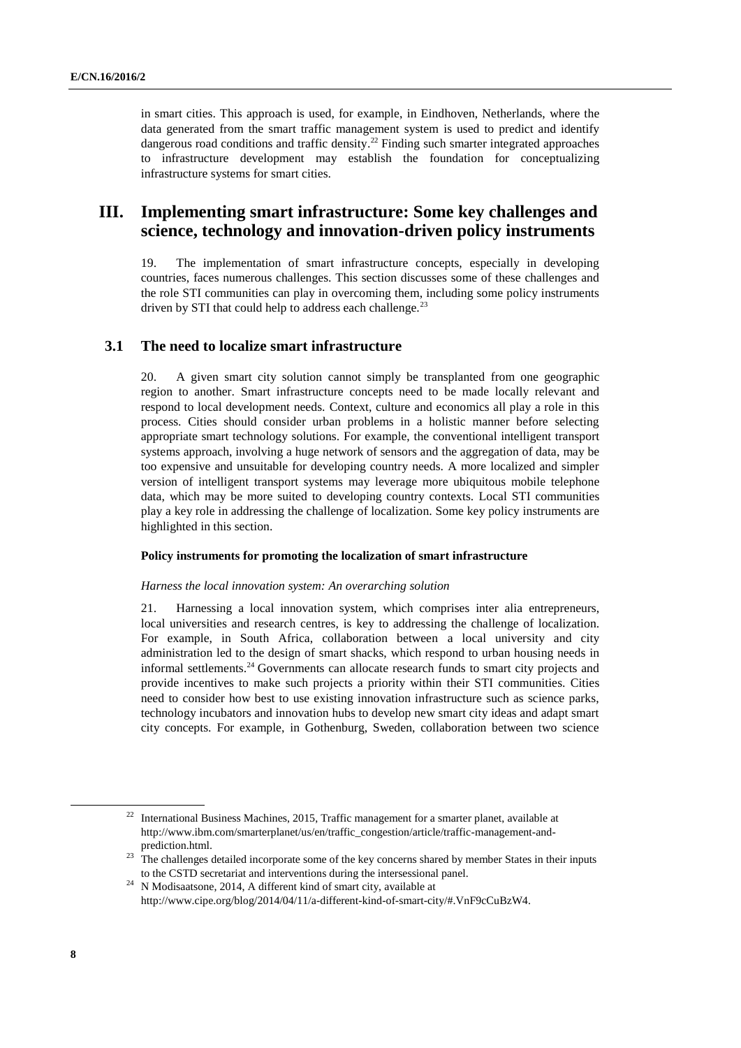in smart cities. This approach is used, for example, in Eindhoven, Netherlands, where the data generated from the smart traffic management system is used to predict and identify dangerous road conditions and traffic density.[22] Finding such smarter integrated approaches to infrastructure development may establish the foundation for conceptualizing infrastructure systems for smart cities.

# III. Implementing smart infrastructure: Some key challenges and science, technology and innovation-driven policy instruments

19. The implementation of smart infrastructure concepts, especially in developing countries, faces numerous challenges. This section discusses some of these challenges and the role STI communities can play in overcoming them, including some policy instruments driven by STI that could help to address each challenge.[23]

## 3.1 The need to localize smart infrastructure

20. A given smart city solution cannot simply be transplanted from one geographic region to another. Smart infrastructure concepts need to be made locally relevant and respond to local development needs. Context, culture and economics all play a role in this process. Cities should consider urban problems in a holistic manner before selecting appropriate smart technology solutions. For example, the conventional intelligent transport systems approach, involving a huge network of sensors and the aggregation of data, may be too expensive and unsuitable for developing country needs. A more localized and simpler version of intelligent transport systems may leverage more ubiquitous mobile telephone data, which may be more suited to developing country contexts. Local STI communities play a key role in addressing the challenge of localization. Some key policy instruments are highlighted in this section.

**Policy instruments for promoting the localization of smart infrastructure**

*Harness the local innovation system: An overarching solution*

21. Harnessing a local innovation system, which comprises inter alia entrepreneurs, local universities and research centres, is key to addressing the challenge of localization. For example, in South Africa, collaboration between a local university and city administration led to the design of smart shacks, which respond to urban housing needs in informal settlements.[24] Governments can allocate research funds to smart city projects and provide incentives to make such projects a priority within their STI communities. Cities need to consider how best to use existing innovation infrastructure such as science parks, technology incubators and innovation hubs to develop new smart city ideas and adapt smart city concepts. For example, in Gothenburg, Sweden, collaboration between two science

---

[22] International Business Machines, 2015, Traffic management for a smarter planet, available at http://www.ibm.com/smarterplanet/us/en/traffic_congestion/article/traffic-management-and-prediction.html.

[23] The challenges detailed incorporate some of the key concerns shared by member States in their inputs to the CSTD secretariat and interventions during the intersessional panel.

[24] N Modisaatsone, 2014, A different kind of smart city, available at http://www.cipe.org/blog/2014/04/11/a-different-kind-of-smart-city/#.VnF9cCuBzW4.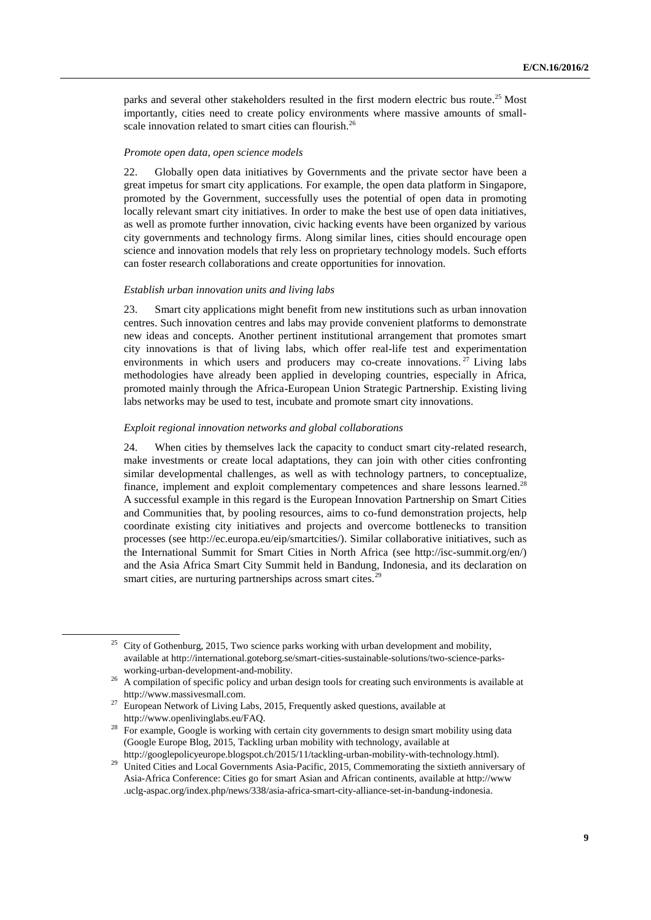parks and several other stakeholders resulted in the first modern electric bus route.[25] Most importantly, cities need to create policy environments where massive amounts of small-scale innovation related to smart cities can flourish.[26]

*Promote open data, open science models*

22. Globally open data initiatives by Governments and the private sector have been a great impetus for smart city applications. For example, the open data platform in Singapore, promoted by the Government, successfully uses the potential of open data in promoting locally relevant smart city initiatives. In order to make the best use of open data initiatives, as well as promote further innovation, civic hacking events have been organized by various city governments and technology firms. Along similar lines, cities should encourage open science and innovation models that rely less on proprietary technology models. Such efforts can foster research collaborations and create opportunities for innovation.

*Establish urban innovation units and living labs*

23. Smart city applications might benefit from new institutions such as urban innovation centres. Such innovation centres and labs may provide convenient platforms to demonstrate new ideas and concepts. Another pertinent institutional arrangement that promotes smart city innovations is that of living labs, which offer real-life test and experimentation environments in which users and producers may co-create innovations.[27] Living labs methodologies have already been applied in developing countries, especially in Africa, promoted mainly through the Africa-European Union Strategic Partnership. Existing living labs networks may be used to test, incubate and promote smart city innovations.

*Exploit regional innovation networks and global collaborations*

24. When cities by themselves lack the capacity to conduct smart city-related research, make investments or create local adaptations, they can join with other cities confronting similar developmental challenges, as well as with technology partners, to conceptualize, finance, implement and exploit complementary competences and share lessons learned.[28] A successful example in this regard is the European Innovation Partnership on Smart Cities and Communities that, by pooling resources, aims to co-fund demonstration projects, help coordinate existing city initiatives and projects and overcome bottlenecks to transition processes (see http://ec.europa.eu/eip/smartcities/). Similar collaborative initiatives, such as the International Summit for Smart Cities in North Africa (see http://isc-summit.org/en/) and the Asia Africa Smart City Summit held in Bandung, Indonesia, and its declaration on smart cities, are nurturing partnerships across smart cites.[29]

---

[25] City of Gothenburg, 2015, Two science parks working with urban development and mobility, available at http://international.goteborg.se/smart-cities-sustainable-solutions/two-science-parks-working-urban-development-and-mobility.

[26] A compilation of specific policy and urban design tools for creating such environments is available at http://www.massivesmall.com.

[27] European Network of Living Labs, 2015, Frequently asked questions, available at http://www.openlivinglabs.eu/FAQ.

[28] For example, Google is working with certain city governments to design smart mobility using data (Google Europe Blog, 2015, Tackling urban mobility with technology, available at http://googlepolicyeurope.blogspot.ch/2015/11/tackling-urban-mobility-with-technology.html).

[29] United Cities and Local Governments Asia-Pacific, 2015, Commemorating the sixtieth anniversary of Asia-Africa Conference: Cities go for smart Asian and African continents, available at http://www.uclg-aspac.org/index.php/news/338/asia-africa-smart-city-alliance-set-in-bandung-indonesia.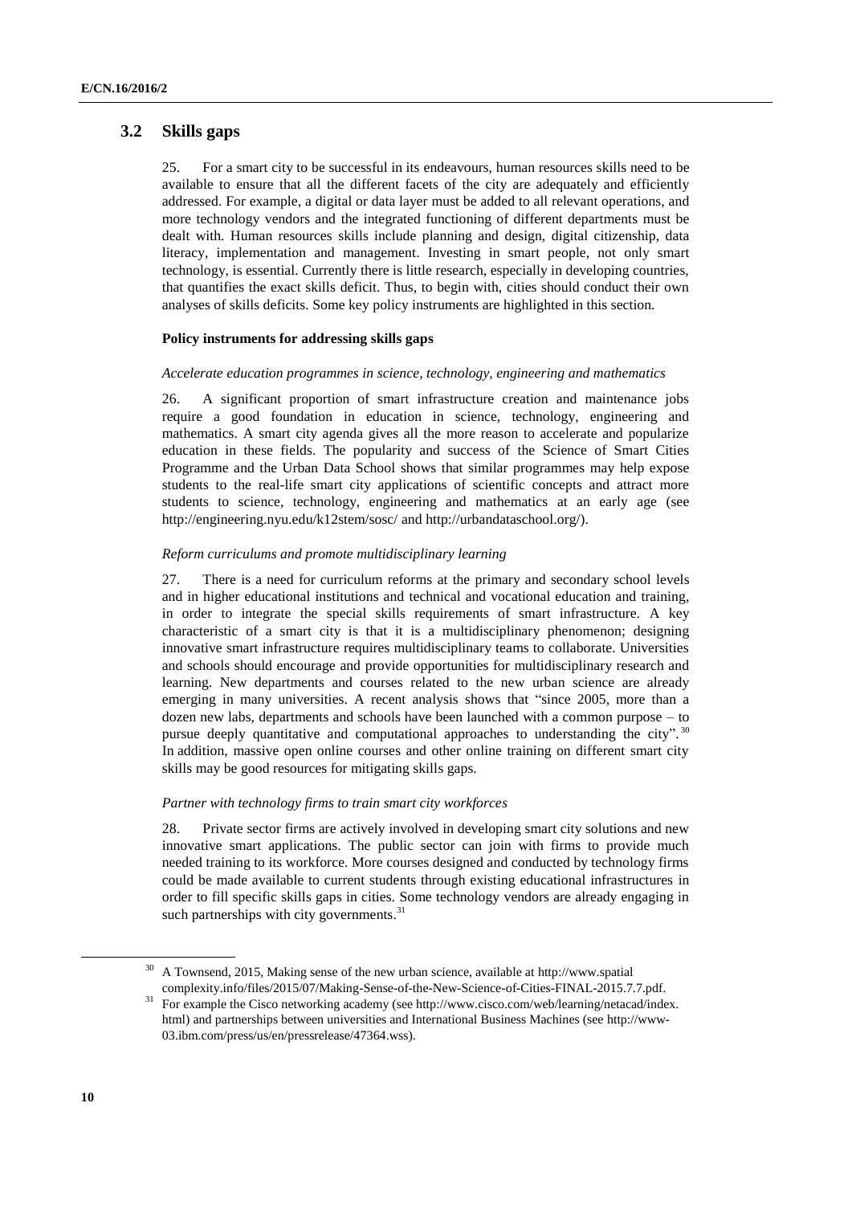## 3.2 Skills gaps

25. For a smart city to be successful in its endeavours, human resources skills need to be available to ensure that all the different facets of the city are adequately and efficiently addressed. For example, a digital or data layer must be added to all relevant operations, and more technology vendors and the integrated functioning of different departments must be dealt with. Human resources skills include planning and design, digital citizenship, data literacy, implementation and management. Investing in smart people, not only smart technology, is essential. Currently there is little research, especially in developing countries, that quantifies the exact skills deficit. Thus, to begin with, cities should conduct their own analyses of skills deficits. Some key policy instruments are highlighted in this section.

**Policy instruments for addressing skills gaps**

*Accelerate education programmes in science, technology, engineering and mathematics*

26. A significant proportion of smart infrastructure creation and maintenance jobs require a good foundation in education in science, technology, engineering and mathematics. A smart city agenda gives all the more reason to accelerate and popularize education in these fields. The popularity and success of the Science of Smart Cities Programme and the Urban Data School shows that similar programmes may help expose students to the real-life smart city applications of scientific concepts and attract more students to science, technology, engineering and mathematics at an early age (see http://engineering.nyu.edu/k12stem/sosc/ and http://urbandataschool.org/).

*Reform curriculums and promote multidisciplinary learning*

27. There is a need for curriculum reforms at the primary and secondary school levels and in higher educational institutions and technical and vocational education and training, in order to integrate the special skills requirements of smart infrastructure. A key characteristic of a smart city is that it is a multidisciplinary phenomenon; designing innovative smart infrastructure requires multidisciplinary teams to collaborate. Universities and schools should encourage and provide opportunities for multidisciplinary research and learning. New departments and courses related to the new urban science are already emerging in many universities. A recent analysis shows that "since 2005, more than a dozen new labs, departments and schools have been launched with a common purpose – to pursue deeply quantitative and computational approaches to understanding the city".[30] In addition, massive open online courses and other online training on different smart city skills may be good resources for mitigating skills gaps.

*Partner with technology firms to train smart city workforces*

28. Private sector firms are actively involved in developing smart city solutions and new innovative smart applications. The public sector can join with firms to provide much needed training to its workforce. More courses designed and conducted by technology firms could be made available to current students through existing educational infrastructures in order to fill specific skills gaps in cities. Some technology vendors are already engaging in such partnerships with city governments.[31]

---

[30] A Townsend, 2015, Making sense of the new urban science, available at http://www.spatialcomplexity.info/files/2015/07/Making-Sense-of-the-New-Science-of-Cities-FINAL-2015.7.7.pdf.

[31] For example the Cisco networking academy (see http://www.cisco.com/web/learning/netacad/index.html) and partnerships between universities and International Business Machines (see http://www-03.ibm.com/press/us/en/pressrelease/47364.wss).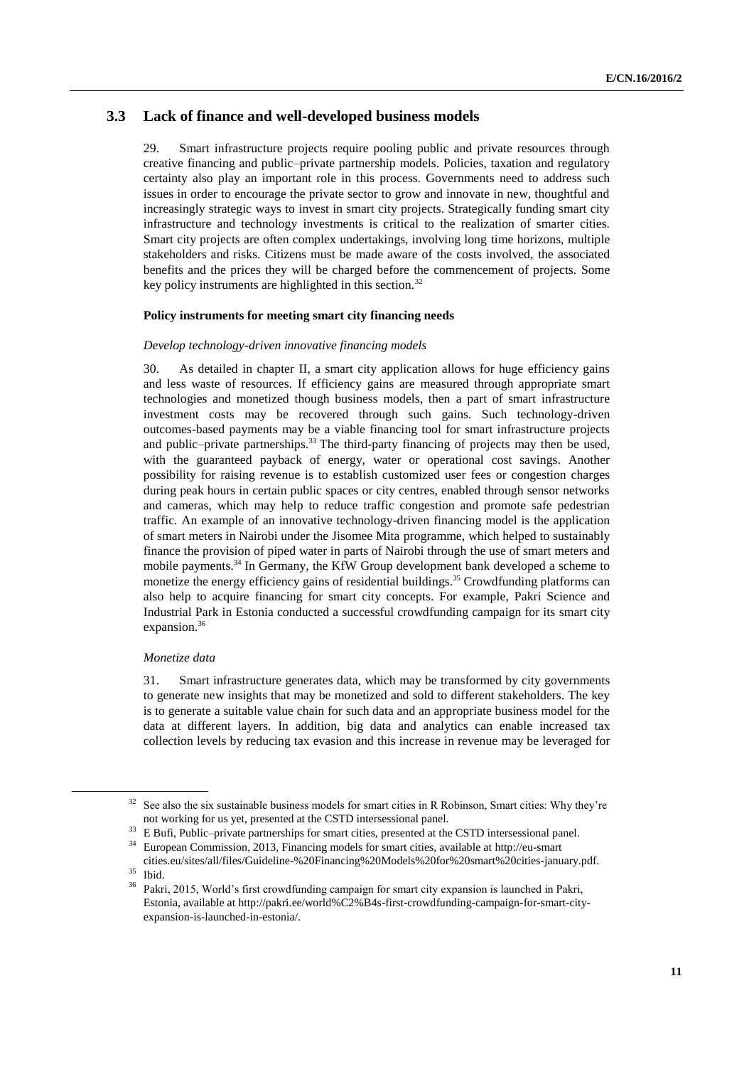## 3.3 Lack of finance and well-developed business models

29. Smart infrastructure projects require pooling public and private resources through creative financing and public–private partnership models. Policies, taxation and regulatory certainty also play an important role in this process. Governments need to address such issues in order to encourage the private sector to grow and innovate in new, thoughtful and increasingly strategic ways to invest in smart city projects. Strategically funding smart city infrastructure and technology investments is critical to the realization of smarter cities. Smart city projects are often complex undertakings, involving long time horizons, multiple stakeholders and risks. Citizens must be made aware of the costs involved, the associated benefits and the prices they will be charged before the commencement of projects. Some key policy instruments are highlighted in this section.[32]

**Policy instruments for meeting smart city financing needs**

*Develop technology-driven innovative financing models*

30. As detailed in chapter II, a smart city application allows for huge efficiency gains and less waste of resources. If efficiency gains are measured through appropriate smart technologies and monetized though business models, then a part of smart infrastructure investment costs may be recovered through such gains. Such technology-driven outcomes-based payments may be a viable financing tool for smart infrastructure projects and public–private partnerships.[33] The third-party financing of projects may then be used, with the guaranteed payback of energy, water or operational cost savings. Another possibility for raising revenue is to establish customized user fees or congestion charges during peak hours in certain public spaces or city centres, enabled through sensor networks and cameras, which may help to reduce traffic congestion and promote safe pedestrian traffic. An example of an innovative technology-driven financing model is the application of smart meters in Nairobi under the Jisomee Mita programme, which helped to sustainably finance the provision of piped water in parts of Nairobi through the use of smart meters and mobile payments.[34] In Germany, the KfW Group development bank developed a scheme to monetize the energy efficiency gains of residential buildings.[35] Crowdfunding platforms can also help to acquire financing for smart city concepts. For example, Pakri Science and Industrial Park in Estonia conducted a successful crowdfunding campaign for its smart city expansion.[36]

*Monetize data*

31. Smart infrastructure generates data, which may be transformed by city governments to generate new insights that may be monetized and sold to different stakeholders. The key is to generate a suitable value chain for such data and an appropriate business model for the data at different layers. In addition, big data and analytics can enable increased tax collection levels by reducing tax evasion and this increase in revenue may be leveraged for

---

[32] See also the six sustainable business models for smart cities in R Robinson, Smart cities: Why they're not working for us yet, presented at the CSTD intersessional panel.

[33] E Bufi, Public–private partnerships for smart cities, presented at the CSTD intersessional panel.

[34] European Commission, 2013, Financing models for smart cities, available at http://eu-smart cities.eu/sites/all/files/Guideline-%20Financing%20Models%20for%20smart%20cities-january.pdf.

[35] Ibid.

[36] Pakri, 2015, World's first crowdfunding campaign for smart city expansion is launched in Pakri, Estonia, available at http://pakri.ee/world%C2%B4s-first-crowdfunding-campaign-for-smart-city-expansion-is-launched-in-estonia/.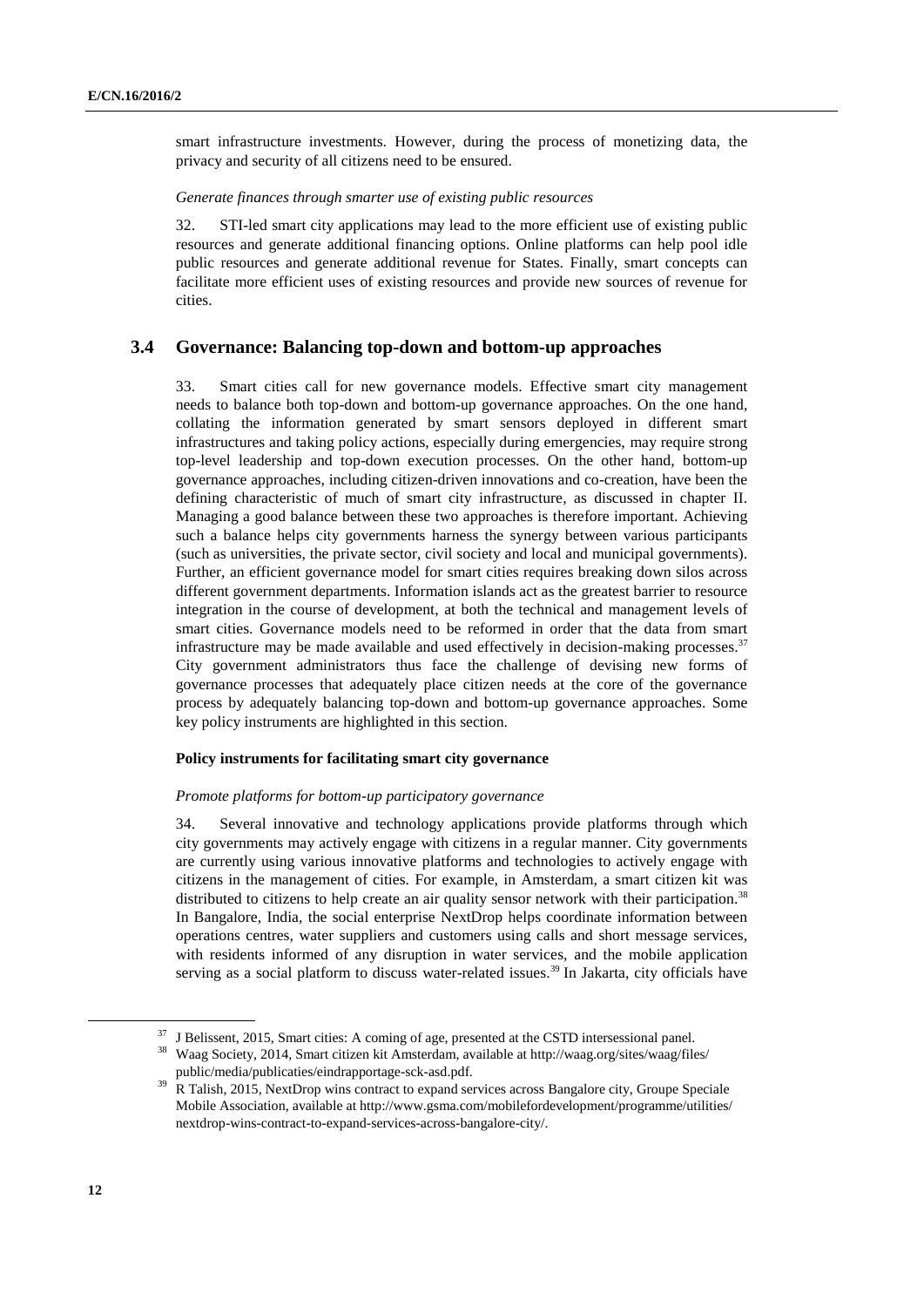smart infrastructure investments. However, during the process of monetizing data, the privacy and security of all citizens need to be ensured.

*Generate finances through smarter use of existing public resources*

32. STI-led smart city applications may lead to the more efficient use of existing public resources and generate additional financing options. Online platforms can help pool idle public resources and generate additional revenue for States. Finally, smart concepts can facilitate more efficient uses of existing resources and provide new sources of revenue for cities.

## 3.4 Governance: Balancing top-down and bottom-up approaches

33. Smart cities call for new governance models. Effective smart city management needs to balance both top-down and bottom-up governance approaches. On the one hand, collating the information generated by smart sensors deployed in different smart infrastructures and taking policy actions, especially during emergencies, may require strong top-level leadership and top-down execution processes. On the other hand, bottom-up governance approaches, including citizen-driven innovations and co-creation, have been the defining characteristic of much of smart city infrastructure, as discussed in chapter II. Managing a good balance between these two approaches is therefore important. Achieving such a balance helps city governments harness the synergy between various participants (such as universities, the private sector, civil society and local and municipal governments). Further, an efficient governance model for smart cities requires breaking down silos across different government departments. Information islands act as the greatest barrier to resource integration in the course of development, at both the technical and management levels of smart cities. Governance models need to be reformed in order that the data from smart infrastructure may be made available and used effectively in decision-making processes.[37] City government administrators thus face the challenge of devising new forms of governance processes that adequately place citizen needs at the core of the governance process by adequately balancing top-down and bottom-up governance approaches. Some key policy instruments are highlighted in this section.

**Policy instruments for facilitating smart city governance**

*Promote platforms for bottom-up participatory governance*

34. Several innovative and technology applications provide platforms through which city governments may actively engage with citizens in a regular manner. City governments are currently using various innovative platforms and technologies to actively engage with citizens in the management of cities. For example, in Amsterdam, a smart citizen kit was distributed to citizens to help create an air quality sensor network with their participation.[38] In Bangalore, India, the social enterprise NextDrop helps coordinate information between operations centres, water suppliers and customers using calls and short message services, with residents informed of any disruption in water services, and the mobile application serving as a social platform to discuss water-related issues.[39] In Jakarta, city officials have

---

[37] J Belissent, 2015, Smart cities: A coming of age, presented at the CSTD intersessional panel.

[38] Waag Society, 2014, Smart citizen kit Amsterdam, available at http://waag.org/sites/waag/files/public/media/publicaties/eindrapportage-sck-asd.pdf.

[39] R Talish, 2015, NextDrop wins contract to expand services across Bangalore city, Groupe Speciale Mobile Association, available at http://www.gsma.com/mobilefordevelopment/programme/utilities/nextdrop-wins-contract-to-expand-services-across-bangalore-city/.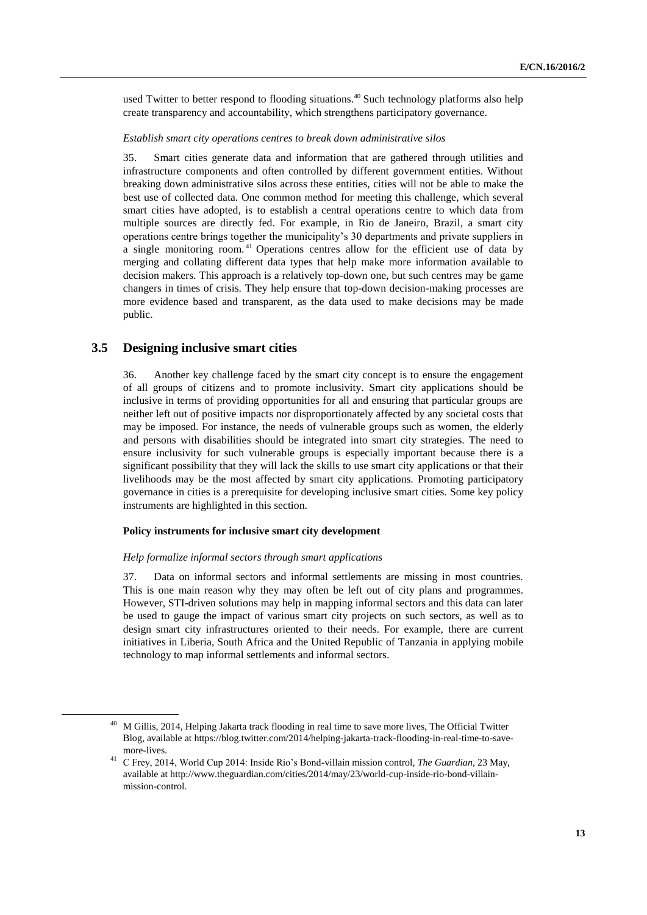used Twitter to better respond to flooding situations.[40] Such technology platforms also help create transparency and accountability, which strengthens participatory governance.

*Establish smart city operations centres to break down administrative silos*

35. Smart cities generate data and information that are gathered through utilities and infrastructure components and often controlled by different government entities. Without breaking down administrative silos across these entities, cities will not be able to make the best use of collected data. One common method for meeting this challenge, which several smart cities have adopted, is to establish a central operations centre to which data from multiple sources are directly fed. For example, in Rio de Janeiro, Brazil, a smart city operations centre brings together the municipality's 30 departments and private suppliers in a single monitoring room.[41] Operations centres allow for the efficient use of data by merging and collating different data types that help make more information available to decision makers. This approach is a relatively top-down one, but such centres may be game changers in times of crisis. They help ensure that top-down decision-making processes are more evidence based and transparent, as the data used to make decisions may be made public.

## 3.5 Designing inclusive smart cities

36. Another key challenge faced by the smart city concept is to ensure the engagement of all groups of citizens and to promote inclusivity. Smart city applications should be inclusive in terms of providing opportunities for all and ensuring that particular groups are neither left out of positive impacts nor disproportionately affected by any societal costs that may be imposed. For instance, the needs of vulnerable groups such as women, the elderly and persons with disabilities should be integrated into smart city strategies. The need to ensure inclusivity for such vulnerable groups is especially important because there is a significant possibility that they will lack the skills to use smart city applications or that their livelihoods may be the most affected by smart city applications. Promoting participatory governance in cities is a prerequisite for developing inclusive smart cities. Some key policy instruments are highlighted in this section.

**Policy instruments for inclusive smart city development**

*Help formalize informal sectors through smart applications*

37. Data on informal sectors and informal settlements are missing in most countries. This is one main reason why they may often be left out of city plans and programmes. However, STI-driven solutions may help in mapping informal sectors and this data can later be used to gauge the impact of various smart city projects on such sectors, as well as to design smart city infrastructures oriented to their needs. For example, there are current initiatives in Liberia, South Africa and the United Republic of Tanzania in applying mobile technology to map informal settlements and informal sectors.

---

[40] M Gillis, 2014, Helping Jakarta track flooding in real time to save more lives, The Official Twitter Blog, available at https://blog.twitter.com/2014/helping-jakarta-track-flooding-in-real-time-to-save-more-lives.

[41] C Frey, 2014, World Cup 2014: Inside Rio's Bond-villain mission control, *The Guardian*, 23 May, available at http://www.theguardian.com/cities/2014/may/23/world-cup-inside-rio-bond-villain-mission-control.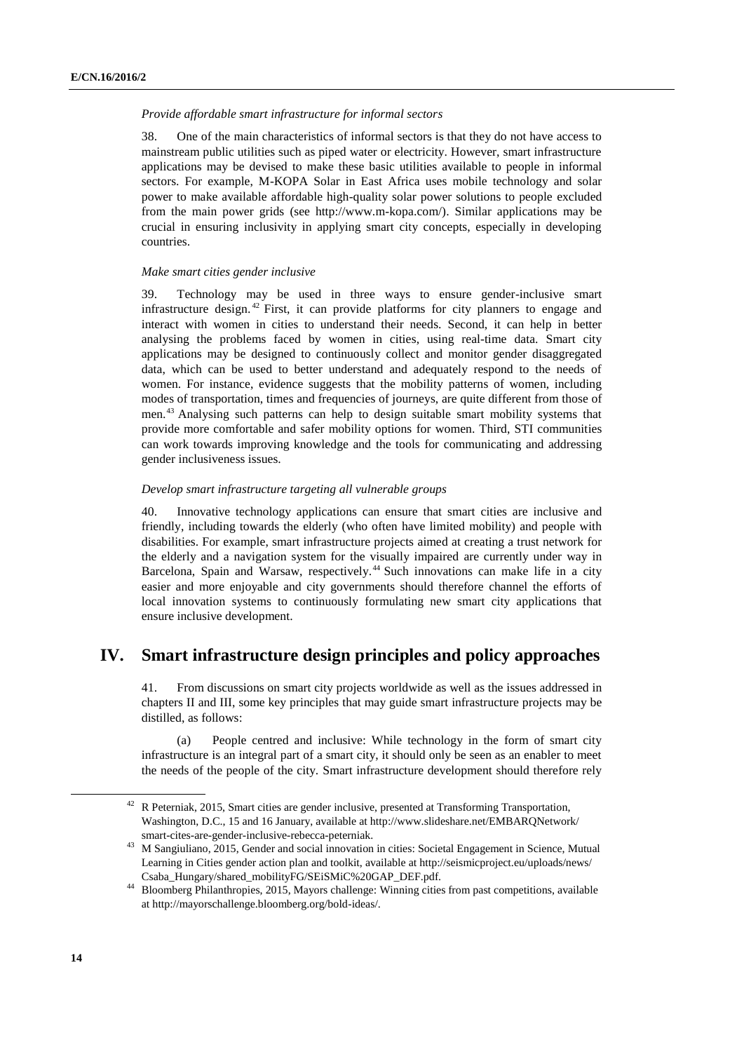*Provide affordable smart infrastructure for informal sectors*

38. One of the main characteristics of informal sectors is that they do not have access to mainstream public utilities such as piped water or electricity. However, smart infrastructure applications may be devised to make these basic utilities available to people in informal sectors. For example, M-KOPA Solar in East Africa uses mobile technology and solar power to make available affordable high-quality solar power solutions to people excluded from the main power grids (see http://www.m-kopa.com/). Similar applications may be crucial in ensuring inclusivity in applying smart city concepts, especially in developing countries.

*Make smart cities gender inclusive*

39. Technology may be used in three ways to ensure gender-inclusive smart infrastructure design.[42] First, it can provide platforms for city planners to engage and interact with women in cities to understand their needs. Second, it can help in better analysing the problems faced by women in cities, using real-time data. Smart city applications may be designed to continuously collect and monitor gender disaggregated data, which can be used to better understand and adequately respond to the needs of women. For instance, evidence suggests that the mobility patterns of women, including modes of transportation, times and frequencies of journeys, are quite different from those of men.[43] Analysing such patterns can help to design suitable smart mobility systems that provide more comfortable and safer mobility options for women. Third, STI communities can work towards improving knowledge and the tools for communicating and addressing gender inclusiveness issues.

*Develop smart infrastructure targeting all vulnerable groups*

40. Innovative technology applications can ensure that smart cities are inclusive and friendly, including towards the elderly (who often have limited mobility) and people with disabilities. For example, smart infrastructure projects aimed at creating a trust network for the elderly and a navigation system for the visually impaired are currently under way in Barcelona, Spain and Warsaw, respectively.[44] Such innovations can make life in a city easier and more enjoyable and city governments should therefore channel the efforts of local innovation systems to continuously formulating new smart city applications that ensure inclusive development.

# IV. Smart infrastructure design principles and policy approaches

41. From discussions on smart city projects worldwide as well as the issues addressed in chapters II and III, some key principles that may guide smart infrastructure projects may be distilled, as follows:

(a) People centred and inclusive: While technology in the form of smart city infrastructure is an integral part of a smart city, it should only be seen as an enabler to meet the needs of the people of the city. Smart infrastructure development should therefore rely

---

[42] R Peterniak, 2015, Smart cities are gender inclusive, presented at Transforming Transportation, Washington, D.C., 15 and 16 January, available at http://www.slideshare.net/EMBARQNetwork/smart-cites-are-gender-inclusive-rebecca-peterniak.

[43] M Sangiuliano, 2015, Gender and social innovation in cities: Societal Engagement in Science, Mutual Learning in Cities gender action plan and toolkit, available at http://seismicproject.eu/uploads/news/Csaba_Hungary/shared_mobilityFG/SEiSMiC%20GAP_DEF.pdf.

[44] Bloomberg Philanthropies, 2015, Mayors challenge: Winning cities from past competitions, available at http://mayorschallenge.bloomberg.org/bold-ideas/.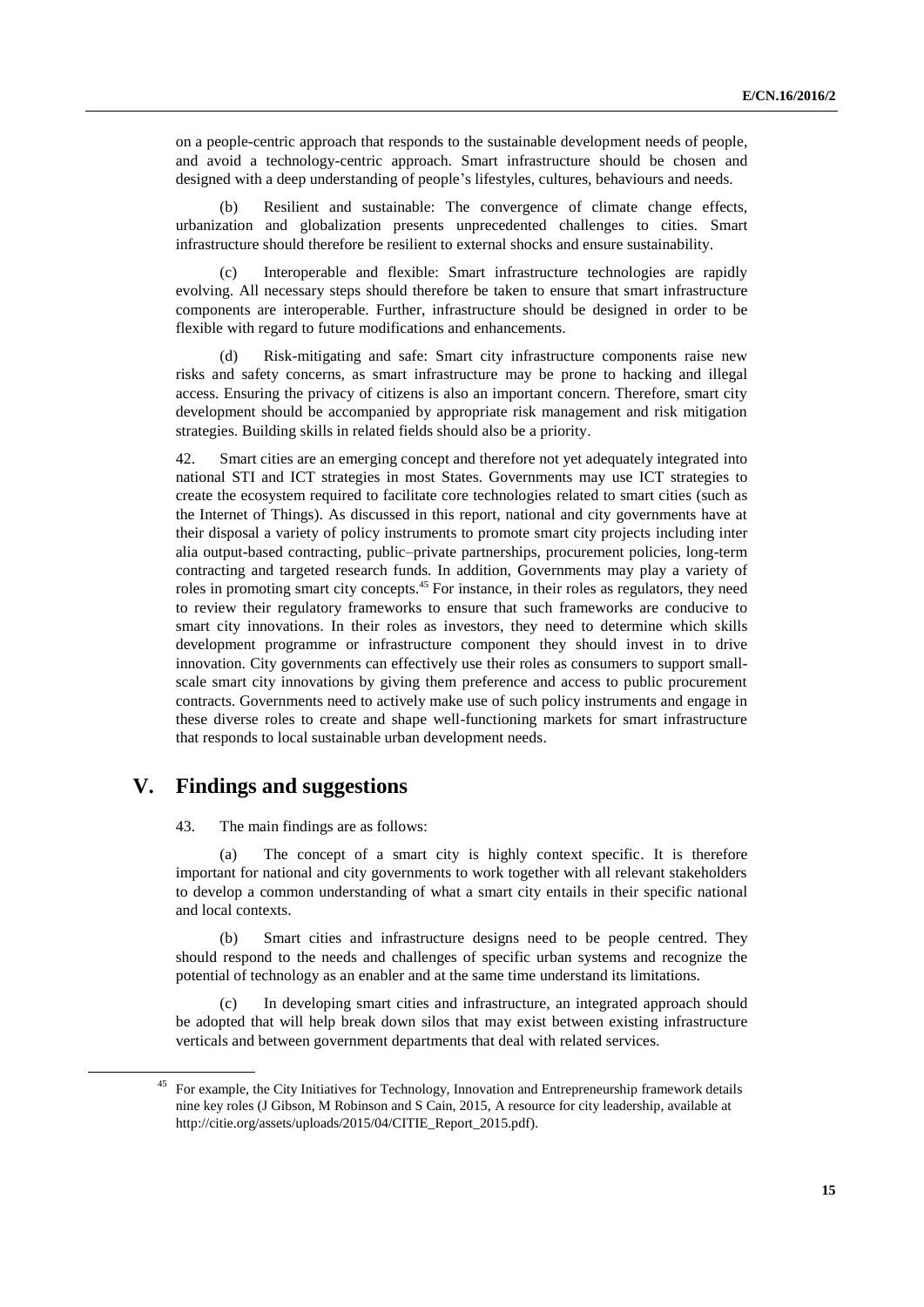on a people-centric approach that responds to the sustainable development needs of people, and avoid a technology-centric approach. Smart infrastructure should be chosen and designed with a deep understanding of people's lifestyles, cultures, behaviours and needs.

(b) Resilient and sustainable: The convergence of climate change effects, urbanization and globalization presents unprecedented challenges to cities. Smart infrastructure should therefore be resilient to external shocks and ensure sustainability.

(c) Interoperable and flexible: Smart infrastructure technologies are rapidly evolving. All necessary steps should therefore be taken to ensure that smart infrastructure components are interoperable. Further, infrastructure should be designed in order to be flexible with regard to future modifications and enhancements.

(d) Risk-mitigating and safe: Smart city infrastructure components raise new risks and safety concerns, as smart infrastructure may be prone to hacking and illegal access. Ensuring the privacy of citizens is also an important concern. Therefore, smart city development should be accompanied by appropriate risk management and risk mitigation strategies. Building skills in related fields should also be a priority.

42. Smart cities are an emerging concept and therefore not yet adequately integrated into national STI and ICT strategies in most States. Governments may use ICT strategies to create the ecosystem required to facilitate core technologies related to smart cities (such as the Internet of Things). As discussed in this report, national and city governments have at their disposal a variety of policy instruments to promote smart city projects including inter alia output-based contracting, public–private partnerships, procurement policies, long-term contracting and targeted research funds. In addition, Governments may play a variety of roles in promoting smart city concepts.[45] For instance, in their roles as regulators, they need to review their regulatory frameworks to ensure that such frameworks are conducive to smart city innovations. In their roles as investors, they need to determine which skills development programme or infrastructure component they should invest in to drive innovation. City governments can effectively use their roles as consumers to support small-scale smart city innovations by giving them preference and access to public procurement contracts. Governments need to actively make use of such policy instruments and engage in these diverse roles to create and shape well-functioning markets for smart infrastructure that responds to local sustainable urban development needs.

# V. Findings and suggestions

43. The main findings are as follows:

(a) The concept of a smart city is highly context specific. It is therefore important for national and city governments to work together with all relevant stakeholders to develop a common understanding of what a smart city entails in their specific national and local contexts.

(b) Smart cities and infrastructure designs need to be people centred. They should respond to the needs and challenges of specific urban systems and recognize the potential of technology as an enabler and at the same time understand its limitations.

(c) In developing smart cities and infrastructure, an integrated approach should be adopted that will help break down silos that may exist between existing infrastructure verticals and between government departments that deal with related services.

[45] For example, the City Initiatives for Technology, Innovation and Entrepreneurship framework details nine key roles (J Gibson, M Robinson and S Cain, 2015, A resource for city leadership, available at http://citie.org/assets/uploads/2015/04/CITIE_Report_2015.pdf).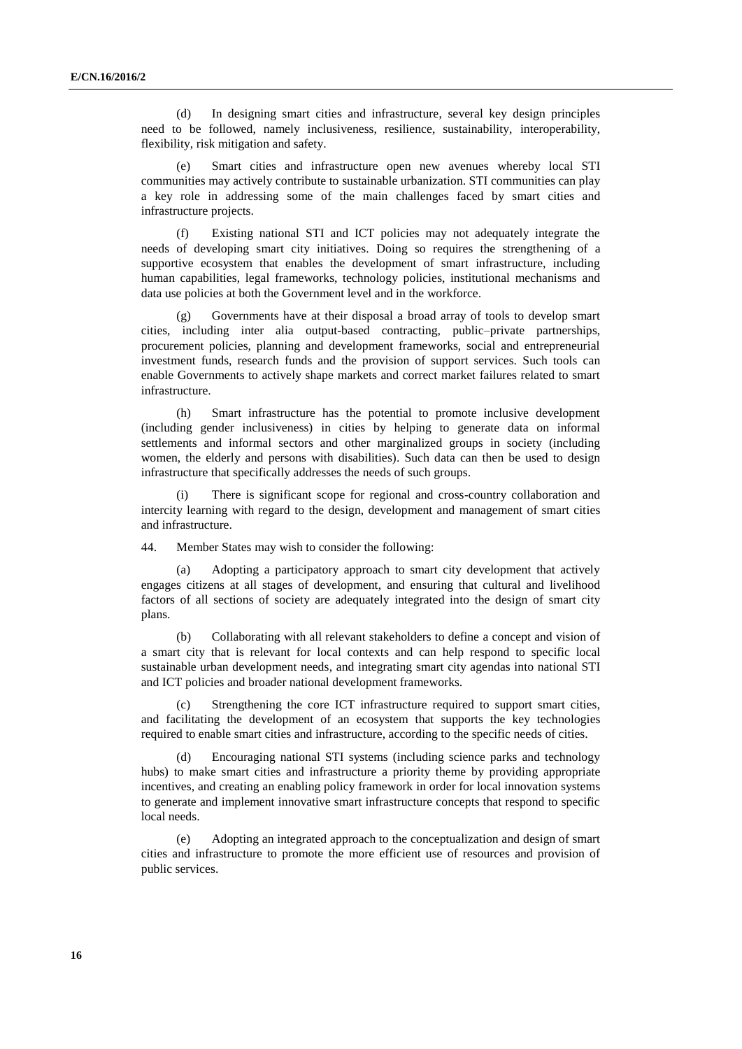(d) In designing smart cities and infrastructure, several key design principles need to be followed, namely inclusiveness, resilience, sustainability, interoperability, flexibility, risk mitigation and safety.

(e) Smart cities and infrastructure open new avenues whereby local STI communities may actively contribute to sustainable urbanization. STI communities can play a key role in addressing some of the main challenges faced by smart cities and infrastructure projects.

(f) Existing national STI and ICT policies may not adequately integrate the needs of developing smart city initiatives. Doing so requires the strengthening of a supportive ecosystem that enables the development of smart infrastructure, including human capabilities, legal frameworks, technology policies, institutional mechanisms and data use policies at both the Government level and in the workforce.

(g) Governments have at their disposal a broad array of tools to develop smart cities, including inter alia output-based contracting, public–private partnerships, procurement policies, planning and development frameworks, social and entrepreneurial investment funds, research funds and the provision of support services. Such tools can enable Governments to actively shape markets and correct market failures related to smart infrastructure.

(h) Smart infrastructure has the potential to promote inclusive development (including gender inclusiveness) in cities by helping to generate data on informal settlements and informal sectors and other marginalized groups in society (including women, the elderly and persons with disabilities). Such data can then be used to design infrastructure that specifically addresses the needs of such groups.

(i) There is significant scope for regional and cross-country collaboration and intercity learning with regard to the design, development and management of smart cities and infrastructure.

44. Member States may wish to consider the following:

(a) Adopting a participatory approach to smart city development that actively engages citizens at all stages of development, and ensuring that cultural and livelihood factors of all sections of society are adequately integrated into the design of smart city plans.

(b) Collaborating with all relevant stakeholders to define a concept and vision of a smart city that is relevant for local contexts and can help respond to specific local sustainable urban development needs, and integrating smart city agendas into national STI and ICT policies and broader national development frameworks.

(c) Strengthening the core ICT infrastructure required to support smart cities, and facilitating the development of an ecosystem that supports the key technologies required to enable smart cities and infrastructure, according to the specific needs of cities.

(d) Encouraging national STI systems (including science parks and technology hubs) to make smart cities and infrastructure a priority theme by providing appropriate incentives, and creating an enabling policy framework in order for local innovation systems to generate and implement innovative smart infrastructure concepts that respond to specific local needs.

(e) Adopting an integrated approach to the conceptualization and design of smart cities and infrastructure to promote the more efficient use of resources and provision of public services.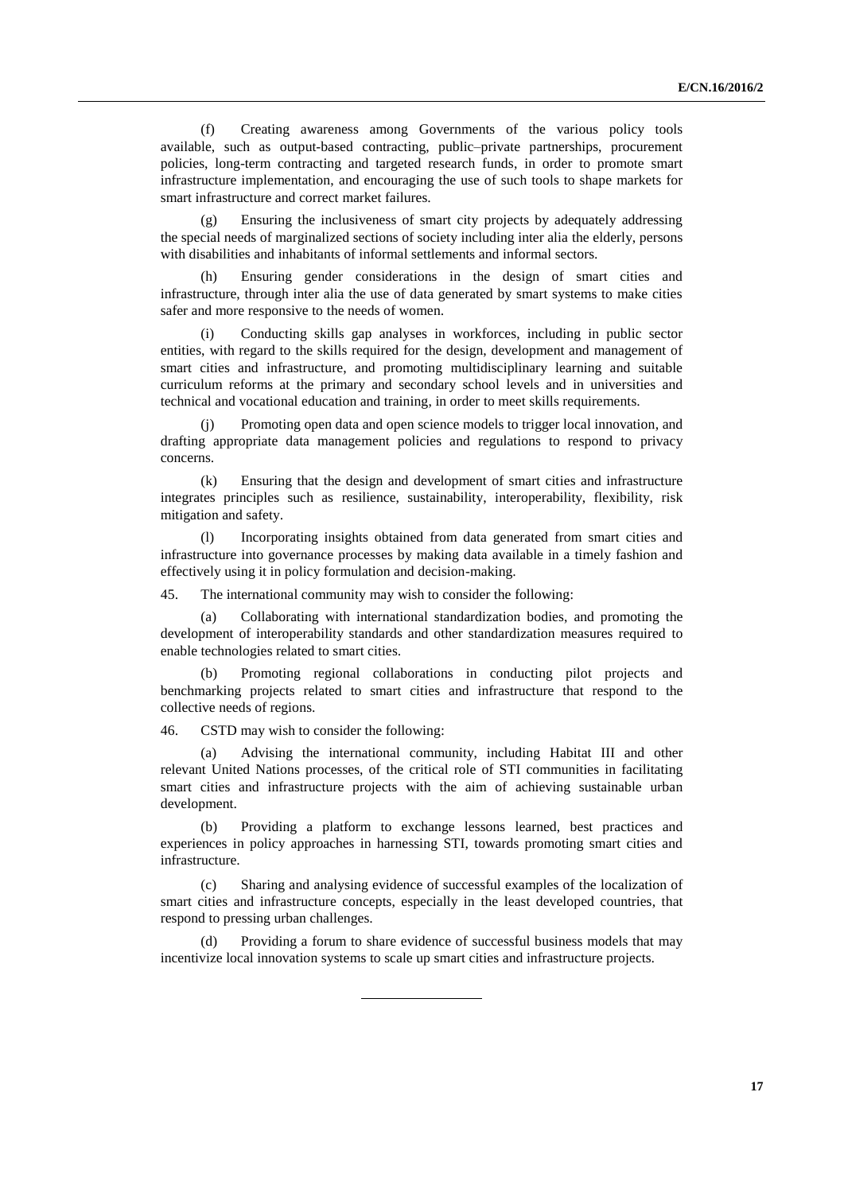(f) Creating awareness among Governments of the various policy tools available, such as output-based contracting, public–private partnerships, procurement policies, long-term contracting and targeted research funds, in order to promote smart infrastructure implementation, and encouraging the use of such tools to shape markets for smart infrastructure and correct market failures.

(g) Ensuring the inclusiveness of smart city projects by adequately addressing the special needs of marginalized sections of society including inter alia the elderly, persons with disabilities and inhabitants of informal settlements and informal sectors.

(h) Ensuring gender considerations in the design of smart cities and infrastructure, through inter alia the use of data generated by smart systems to make cities safer and more responsive to the needs of women.

(i) Conducting skills gap analyses in workforces, including in public sector entities, with regard to the skills required for the design, development and management of smart cities and infrastructure, and promoting multidisciplinary learning and suitable curriculum reforms at the primary and secondary school levels and in universities and technical and vocational education and training, in order to meet skills requirements.

(j) Promoting open data and open science models to trigger local innovation, and drafting appropriate data management policies and regulations to respond to privacy concerns.

(k) Ensuring that the design and development of smart cities and infrastructure integrates principles such as resilience, sustainability, interoperability, flexibility, risk mitigation and safety.

(l) Incorporating insights obtained from data generated from smart cities and infrastructure into governance processes by making data available in a timely fashion and effectively using it in policy formulation and decision-making.

45. The international community may wish to consider the following:

(a) Collaborating with international standardization bodies, and promoting the development of interoperability standards and other standardization measures required to enable technologies related to smart cities.

(b) Promoting regional collaborations in conducting pilot projects and benchmarking projects related to smart cities and infrastructure that respond to the collective needs of regions.

46. CSTD may wish to consider the following:

(a) Advising the international community, including Habitat III and other relevant United Nations processes, of the critical role of STI communities in facilitating smart cities and infrastructure projects with the aim of achieving sustainable urban development.

(b) Providing a platform to exchange lessons learned, best practices and experiences in policy approaches in harnessing STI, towards promoting smart cities and infrastructure.

(c) Sharing and analysing evidence of successful examples of the localization of smart cities and infrastructure concepts, especially in the least developed countries, that respond to pressing urban challenges.

(d) Providing a forum to share evidence of successful business models that may incentivize local innovation systems to scale up smart cities and infrastructure projects.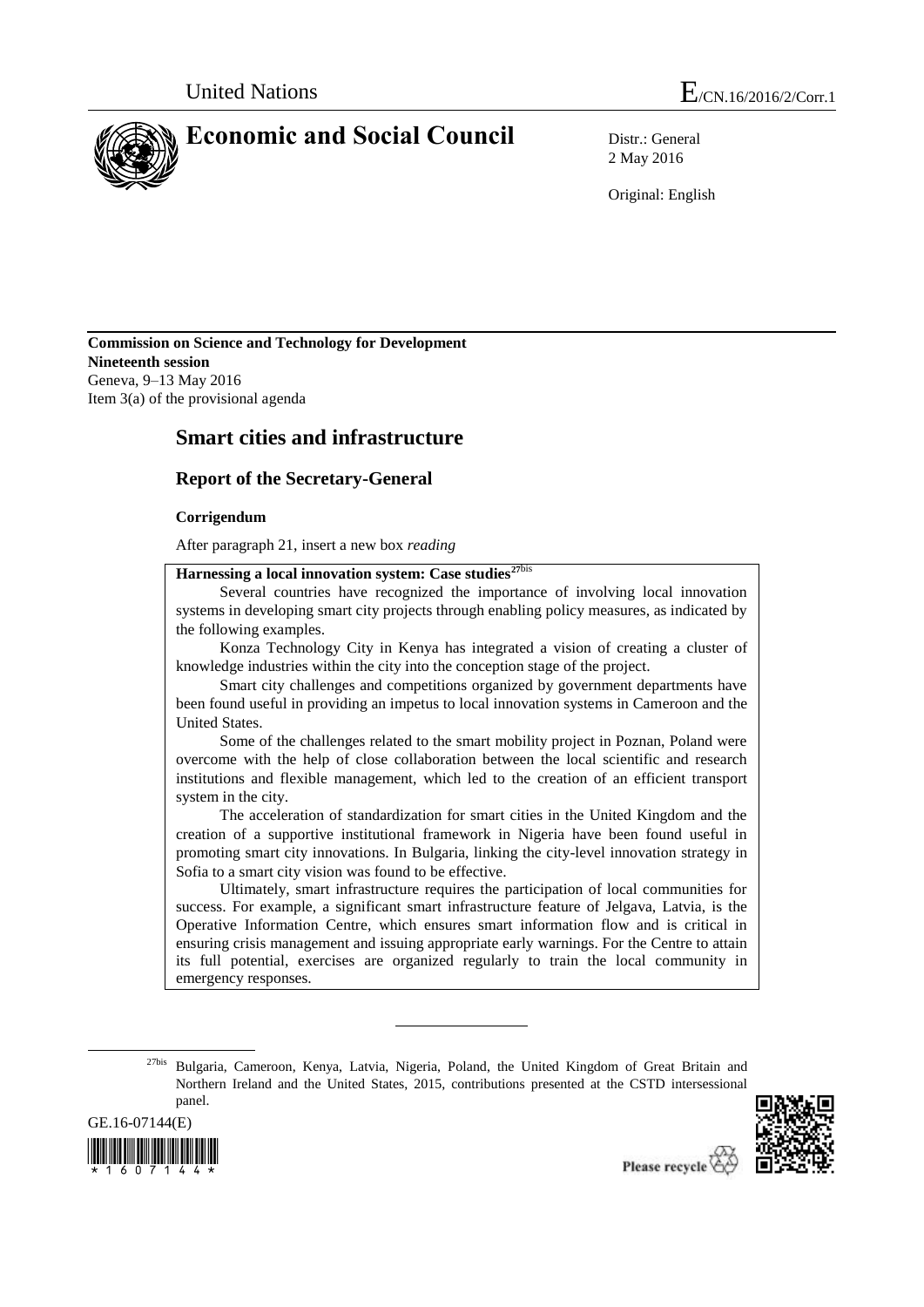United Nations E/CN.16/2016/2/Corr.1

# Economic and Social Council

Distr.: General
2 May 2016

Original: English

**Commission on Science and Technology for Development**
**Nineteenth session**
Geneva, 9–13 May 2016
Item 3(a) of the provisional agenda

## Smart cities and infrastructure

### Report of the Secretary-General

#### Corrigendum

After paragraph 21, insert a new box *reading*

**Harnessing a local innovation system: Case studies**[27bis]

Several countries have recognized the importance of involving local innovation systems in developing smart city projects through enabling policy measures, as indicated by the following examples.

Konza Technology City in Kenya has integrated a vision of creating a cluster of knowledge industries within the city into the conception stage of the project.

Smart city challenges and competitions organized by government departments have been found useful in providing an impetus to local innovation systems in Cameroon and the United States.

Some of the challenges related to the smart mobility project in Poznan, Poland were overcome with the help of close collaboration between the local scientific and research institutions and flexible management, which led to the creation of an efficient transport system in the city.

The acceleration of standardization for smart cities in the United Kingdom and the creation of a supportive institutional framework in Nigeria have been found useful in promoting smart city innovations. In Bulgaria, linking the city-level innovation strategy in Sofia to a smart city vision was found to be effective.

Ultimately, smart infrastructure requires the participation of local communities for success. For example, a significant smart infrastructure feature of Jelgava, Latvia, is the Operative Information Centre, which ensures smart information flow and is critical in ensuring crisis management and issuing appropriate early warnings. For the Centre to attain its full potential, exercises are organized regularly to train the local community in emergency responses.

[27bis] Bulgaria, Cameroon, Kenya, Latvia, Nigeria, Poland, the United Kingdom of Great Britain and Northern Ireland and the United States, 2015, contributions presented at the CSTD intersessional panel.

GE.16-07144(E)